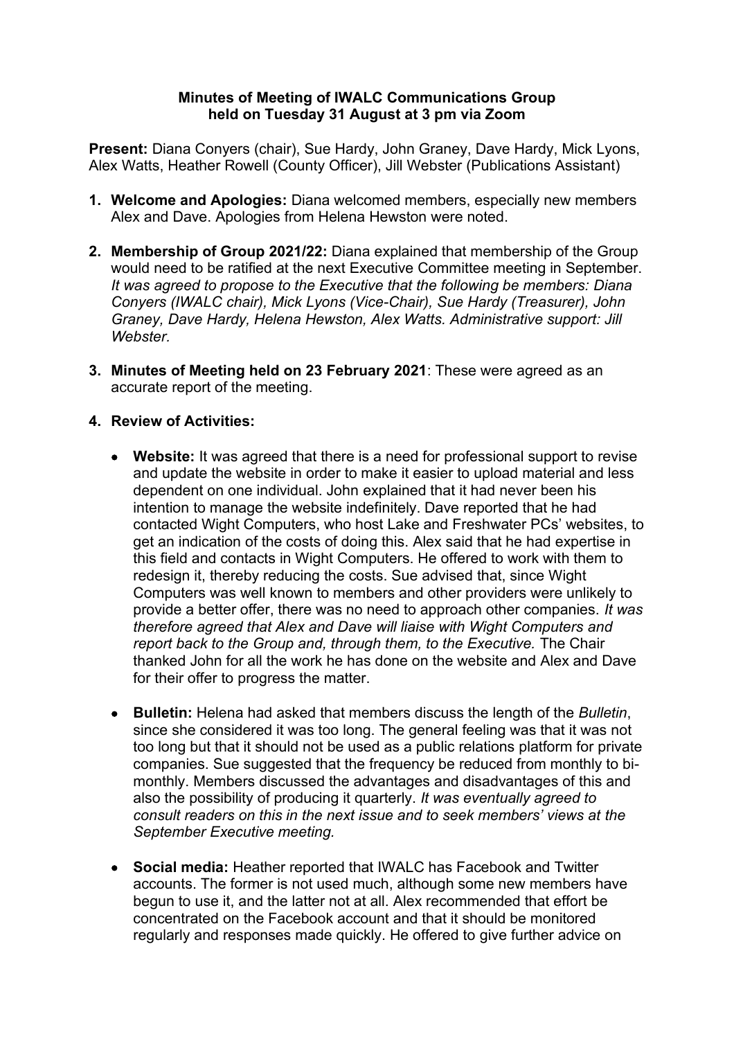**Minutes of Meeting of IWALC Communications Group**
**held on Tuesday 31 August at 3 pm via Zoom**

**Present:** Diana Conyers (chair), Sue Hardy, John Graney, Dave Hardy, Mick Lyons, Alex Watts, Heather Rowell (County Officer), Jill Webster (Publications Assistant)

1. **Welcome and Apologies:** Diana welcomed members, especially new members Alex and Dave. Apologies from Helena Hewston were noted.

2. **Membership of Group 2021/22:** Diana explained that membership of the Group would need to be ratified at the next Executive Committee meeting in September. *It was agreed to propose to the Executive that the following be members: Diana Conyers (IWALC chair), Mick Lyons (Vice-Chair), Sue Hardy (Treasurer), John Graney, Dave Hardy, Helena Hewston, Alex Watts. Administrative support: Jill Webster.*

3. **Minutes of Meeting held on 23 February 2021**: These were agreed as an accurate report of the meeting.

4. **Review of Activities:**

   - **Website:** It was agreed that there is a need for professional support to revise and update the website in order to make it easier to upload material and less dependent on one individual. John explained that it had never been his intention to manage the website indefinitely. Dave reported that he had contacted Wight Computers, who host Lake and Freshwater PCs' websites, to get an indication of the costs of doing this. Alex said that he had expertise in this field and contacts in Wight Computers. He offered to work with them to redesign it, thereby reducing the costs. Sue advised that, since Wight Computers was well known to members and other providers were unlikely to provide a better offer, there was no need to approach other companies. *It was therefore agreed that Alex and Dave will liaise with Wight Computers and report back to the Group and, through them, to the Executive.* The Chair thanked John for all the work he has done on the website and Alex and Dave for their offer to progress the matter.

   - **Bulletin:** Helena had asked that members discuss the length of the *Bulletin*, since she considered it was too long. The general feeling was that it was not too long but that it should not be used as a public relations platform for private companies. Sue suggested that the frequency be reduced from monthly to bi-monthly. Members discussed the advantages and disadvantages of this and also the possibility of producing it quarterly. *It was eventually agreed to consult readers on this in the next issue and to seek members' views at the September Executive meeting.*

   - **Social media:** Heather reported that IWALC has Facebook and Twitter accounts. The former is not used much, although some new members have begun to use it, and the latter not at all. Alex recommended that effort be concentrated on the Facebook account and that it should be monitored regularly and responses made quickly. He offered to give further advice on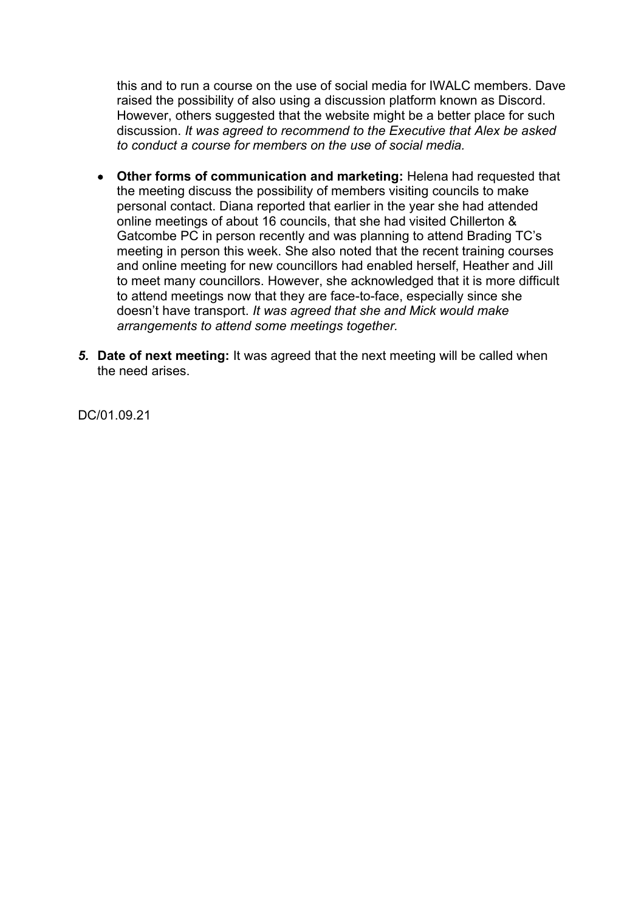this and to run a course on the use of social media for IWALC members. Dave raised the possibility of also using a discussion platform known as Discord. However, others suggested that the website might be a better place for such discussion. *It was agreed to recommend to the Executive that Alex be asked to conduct a course for members on the use of social media.*

- **Other forms of communication and marketing:** Helena had requested that the meeting discuss the possibility of members visiting councils to make personal contact. Diana reported that earlier in the year she had attended online meetings of about 16 councils, that she had visited Chillerton & Gatcombe PC in person recently and was planning to attend Brading TC's meeting in person this week. She also noted that the recent training courses and online meeting for new councillors had enabled herself, Heather and Jill to meet many councillors. However, she acknowledged that it is more difficult to attend meetings now that they are face-to-face, especially since she doesn't have transport. *It was agreed that she and Mick would make arrangements to attend some meetings together.*

***5.*** **Date of next meeting:** It was agreed that the next meeting will be called when the need arises.

DC/01.09.21